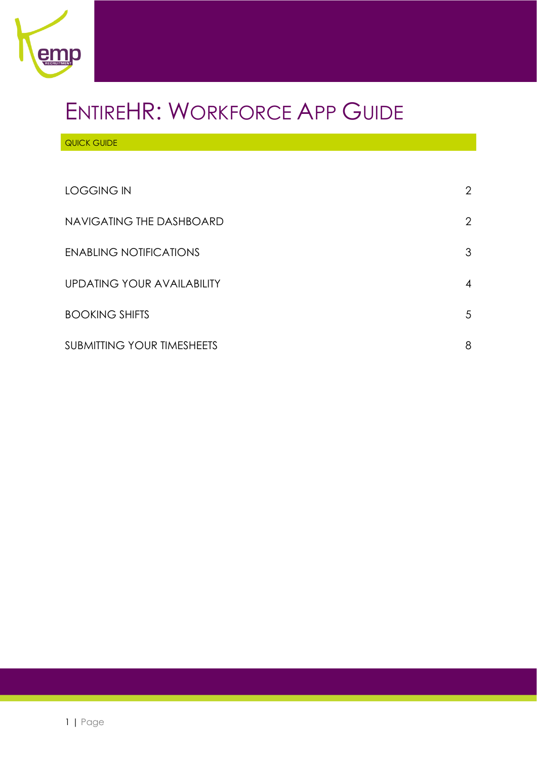# EntireHR: Workforce App Guide

QUICK GUIDE

| | |
|---|---|
| LOGGING IN | 2 |
| NAVIGATING THE DASHBOARD | 2 |
| ENABLING NOTIFICATIONS | 3 |
| UPDATING YOUR AVAILABILITY | 4 |
| BOOKING SHIFTS | 5 |
| SUBMITTING YOUR TIMESHEETS | 8 |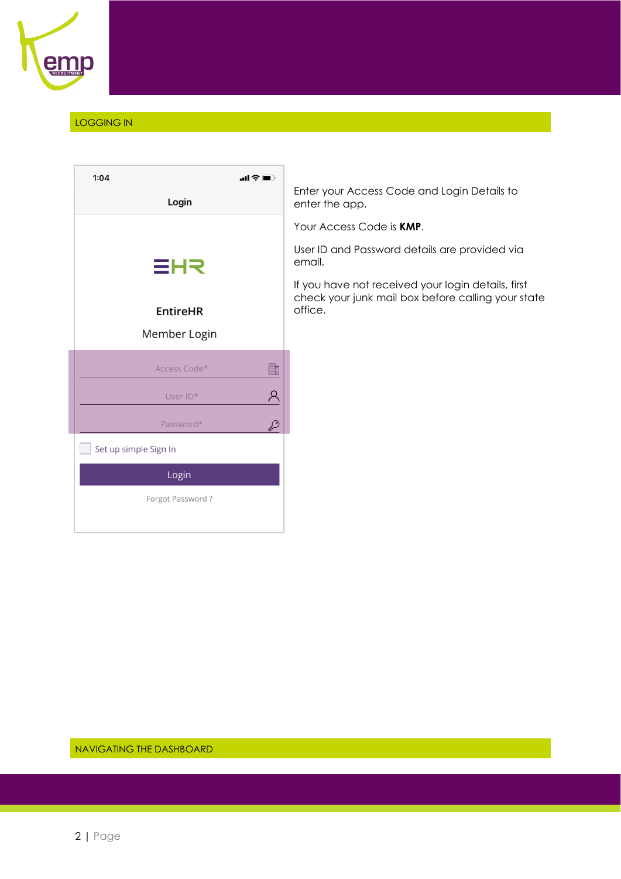## LOGGING IN

Enter your Access Code and Login Details to enter the app.

Your Access Code is **KMP**.

User ID and Password details are provided via email.

If you have not received your login details, first check your junk mail box before calling your state office.

## NAVIGATING THE DASHBOARD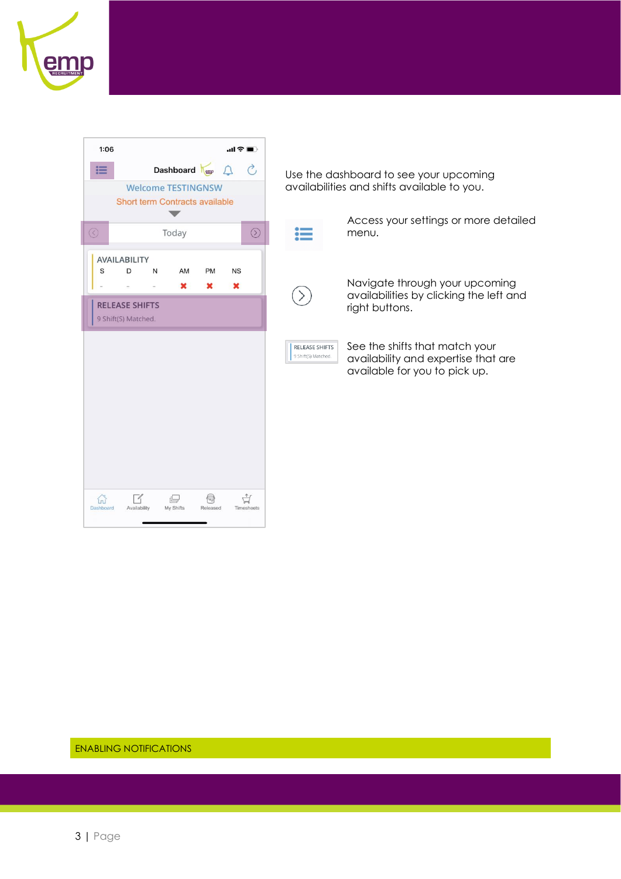Use the dashboard to see your upcoming availabilities and shifts available to you.

Access your settings or more detailed menu.

Navigate through your upcoming availabilities by clicking the left and right buttons.

See the shifts that match your availability and expertise that are available for you to pick up.

## ENABLING NOTIFICATIONS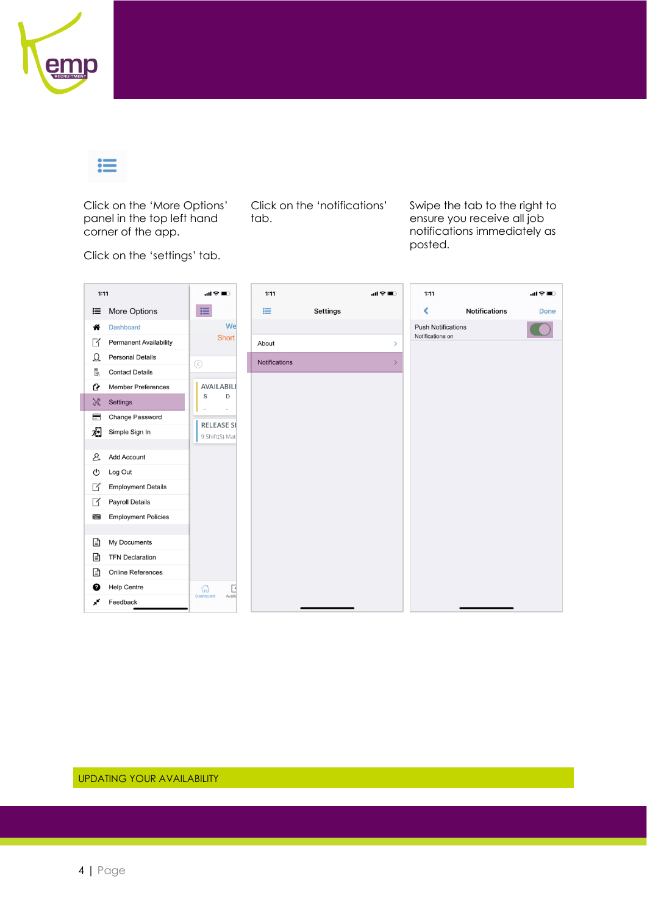Click on the 'More Options' panel in the top left hand corner of the app.

Click on the 'settings' tab.

Click on the 'notifications' tab.

Swipe the tab to the right to ensure you receive all job notifications immediately as posted.

UPDATING YOUR AVAILABILITY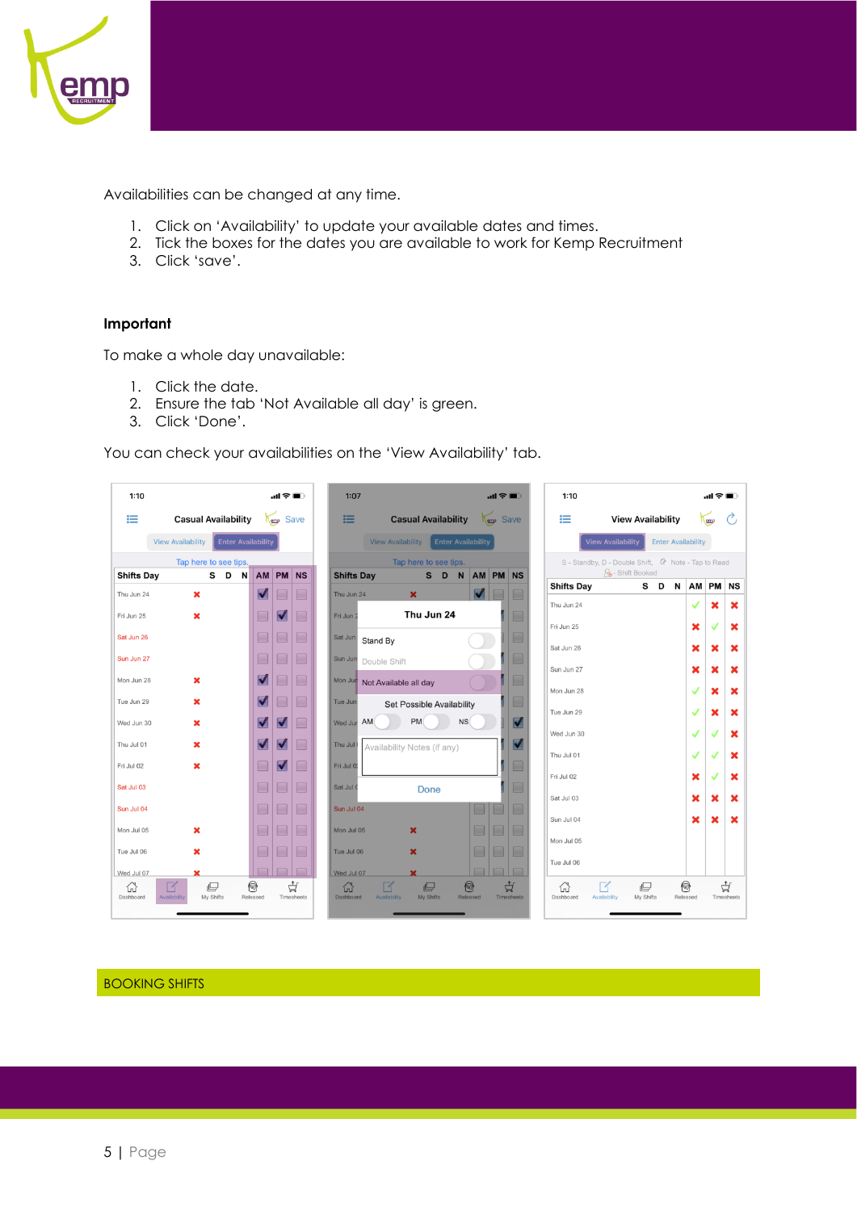Availabilities can be changed at any time.

1. Click on 'Availability' to update your available dates and times.
2. Tick the boxes for the dates you are available to work for Kemp Recruitment
3. Click 'save'.

**Important**

To make a whole day unavailable:

1. Click the date.
2. Ensure the tab 'Not Available all day' is green.
3. Click 'Done'.

You can check your availabilities on the 'View Availability' tab.

BOOKING SHIFTS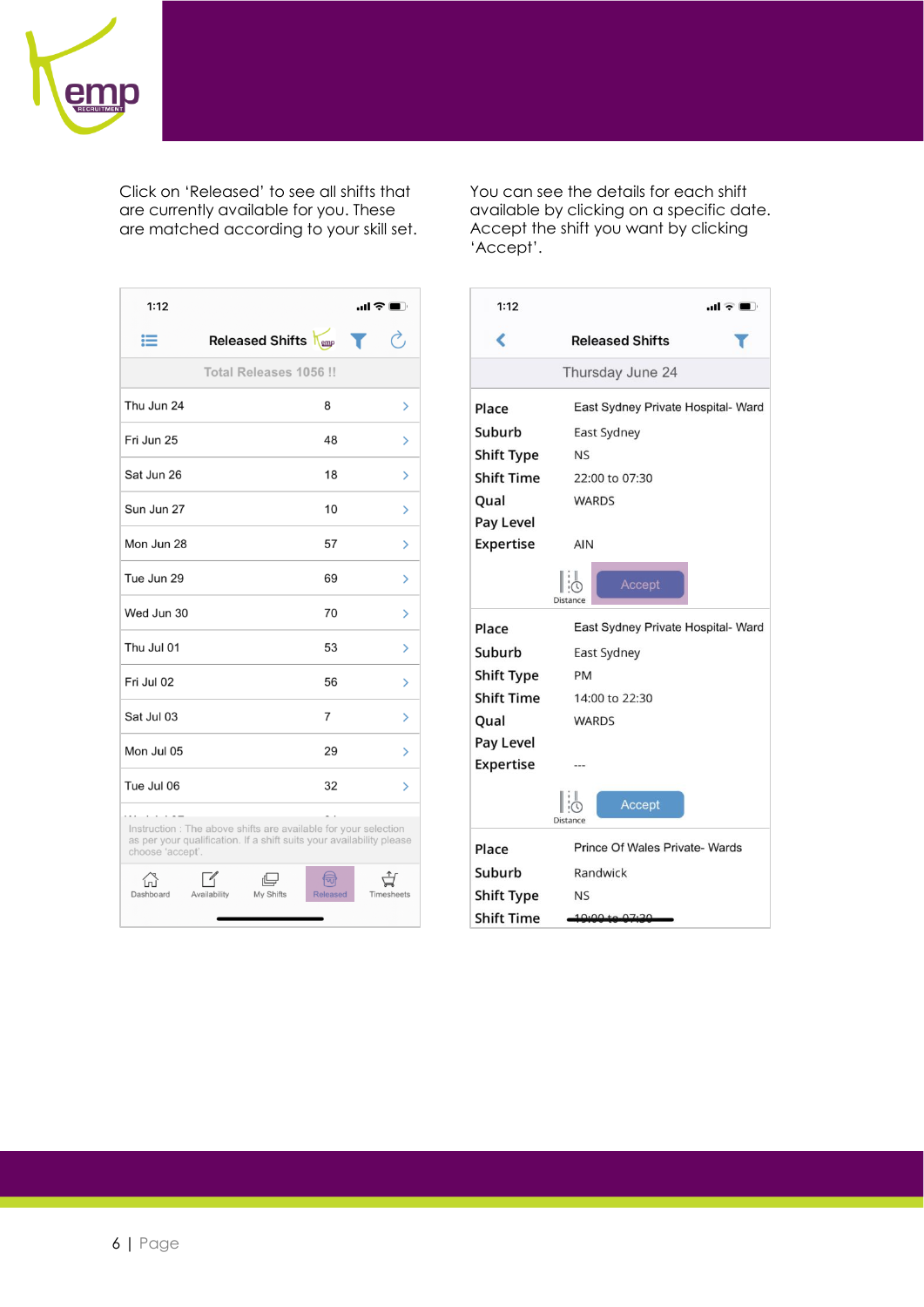Click on 'Released' to see all shifts that are currently available for you. These are matched according to your skill set.

You can see the details for each shift available by clicking on a specific date. Accept the shift you want by clicking 'Accept'.

1:12

Released Shifts

Total Releases 1056 !!

| | |
|---|---|
| Thu Jun 24 | 8 |
| Fri Jun 25 | 48 |
| Sat Jun 26 | 18 |
| Sun Jun 27 | 10 |
| Mon Jun 28 | 57 |
| Tue Jun 29 | 69 |
| Wed Jun 30 | 70 |
| Thu Jul 01 | 53 |
| Fri Jul 02 | 56 |
| Sat Jul 03 | 7 |
| Mon Jul 05 | 29 |
| Tue Jul 06 | 32 |

Instruction : The above shifts are available for your selection as per your qualification. If a shift suits your availability please choose 'accept'.

Dashboard | Availability | My Shifts | Released | Timesheets

1:12

Released Shifts

Thursday June 24

| | |
|---|---|
| Place | East Sydney Private Hospital- Ward |
| Suburb | East Sydney |
| Shift Type | NS |
| Shift Time | 22:00 to 07:30 |
| Qual | WARDS |
| Pay Level | |
| Expertise | AIN |

Distance | Accept

| | |
|---|---|
| Place | East Sydney Private Hospital- Ward |
| Suburb | East Sydney |
| Shift Type | PM |
| Shift Time | 14:00 to 22:30 |
| Qual | WARDS |
| Pay Level | |
| Expertise | --- |

Distance | Accept

| | |
|---|---|
| Place | Prince Of Wales Private- Wards |
| Suburb | Randwick |
| Shift Type | NS |
| Shift Time | 19:00 to 07:30 |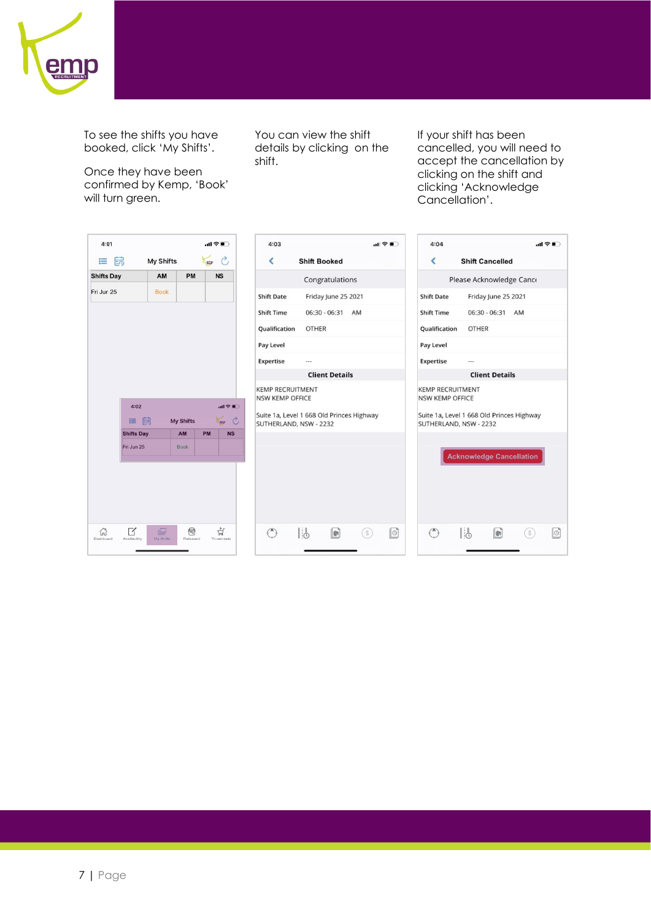To see the shifts you have booked, click 'My Shifts'.

Once they have been confirmed by Kemp, 'Book' will turn green.

You can view the shift details by clicking on the shift.

If your shift has been cancelled, you will need to accept the cancellation by clicking on the shift and clicking 'Acknowledge Cancellation'.

4:01

My Shifts

| Shifts Day | AM | PM | NS |
|---|---|---|---|
| Fri Jun 25 | Book | | |

4:02

My Shifts

| Shifts Day | AM | PM | NS |
|---|---|---|---|
| Fri Jun 25 | Book | | |

Dashboard Availability My Shifts Released Timesheets

4:03

Shift Booked

Congratulations

| | |
|---|---|
| Shift Date | Friday June 25 2021 |
| Shift Time | 06:30 - 06:31 AM |
| Qualification | OTHER |
| Pay Level | |
| Expertise | --- |

Client Details

KEMP RECRUITMENT
NSW KEMP OFFICE

Suite 1a, Level 1 668 Old Princes Highway
SUTHERLAND, NSW - 2232

4:04

Shift Cancelled

Please Acknowledge Canc

| | |
|---|---|
| Shift Date | Friday June 25 2021 |
| Shift Time | 06:30 - 06:31 AM |
| Qualification | OTHER |
| Pay Level | |
| Expertise | --- |

Client Details

KEMP RECRUITMENT
NSW KEMP OFFICE

Suite 1a, Level 1 668 Old Princes Highway
SUTHERLAND, NSW - 2232

Acknowledge Cancellation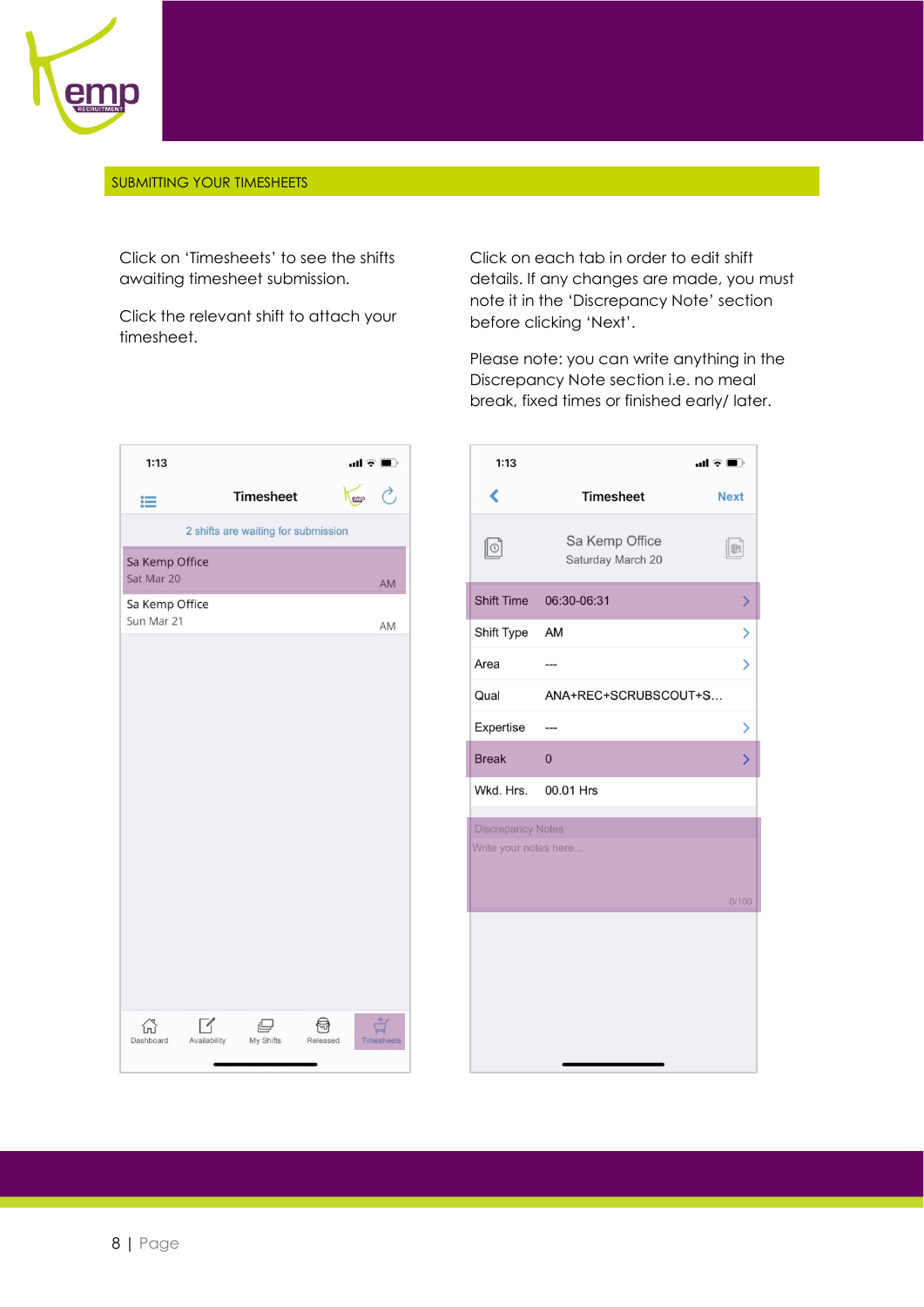SUBMITTING YOUR TIMESHEETS

Click on 'Timesheets' to see the shifts awaiting timesheet submission.

Click the relevant shift to attach your timesheet.

Click on each tab in order to edit shift details. If any changes are made, you must note it in the 'Discrepancy Note' section before clicking 'Next'.

Please note: you can write anything in the Discrepancy Note section i.e. no meal break, fixed times or finished early/ later.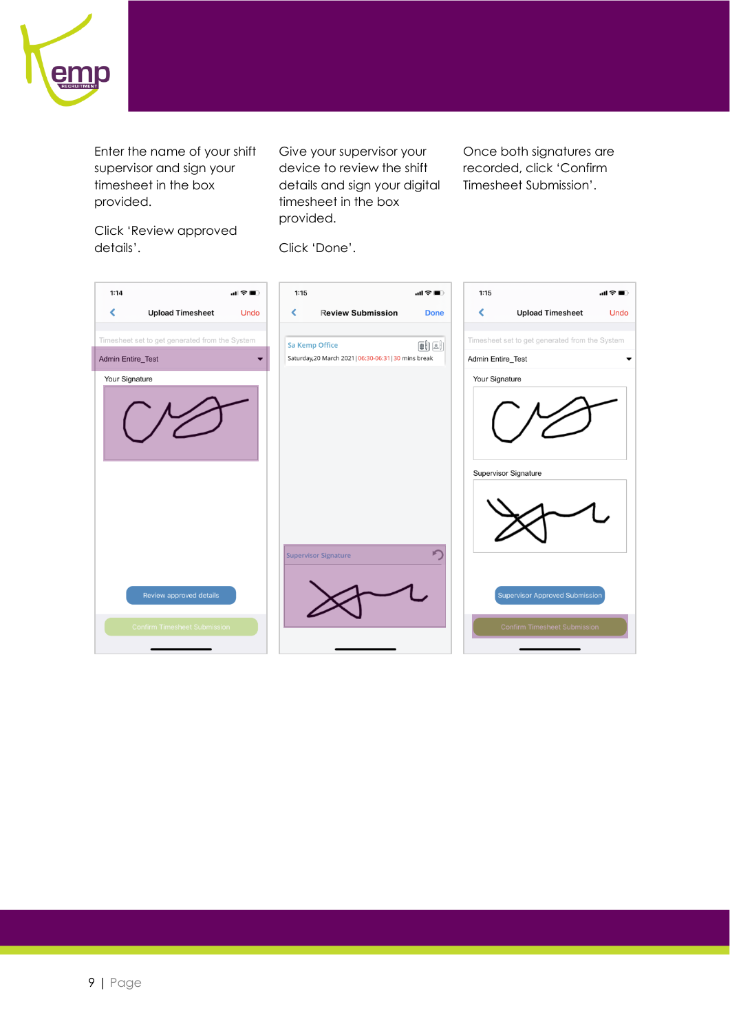Enter the name of your shift supervisor and sign your timesheet in the box provided.

Click 'Review approved details'.

Give your supervisor your device to review the shift details and sign your digital timesheet in the box provided.

Click 'Done'.

Once both signatures are recorded, click 'Confirm Timesheet Submission'.